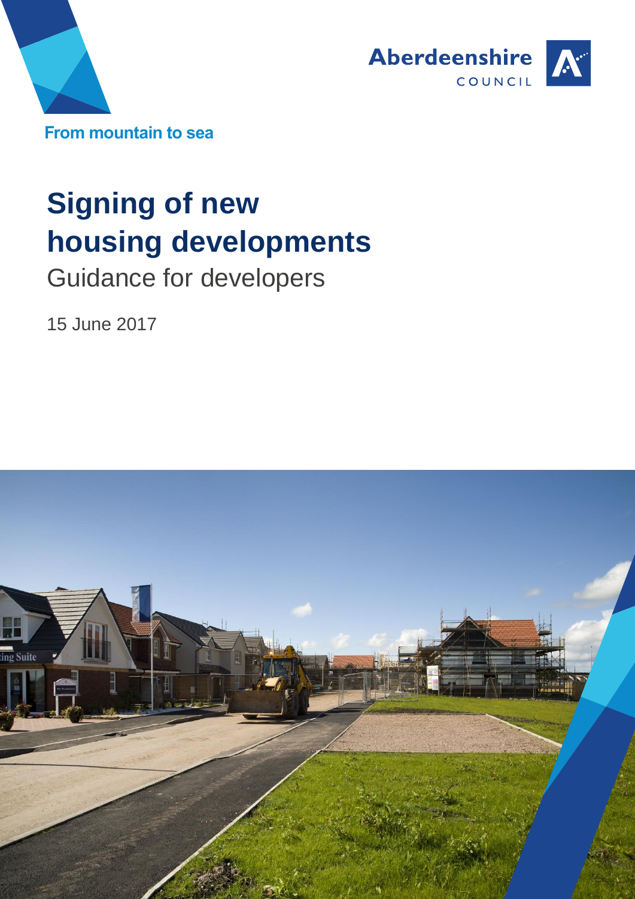Aberdeenshire COUNCIL

From mountain to sea

# Signing of new housing developments

## Guidance for developers

15 June 2017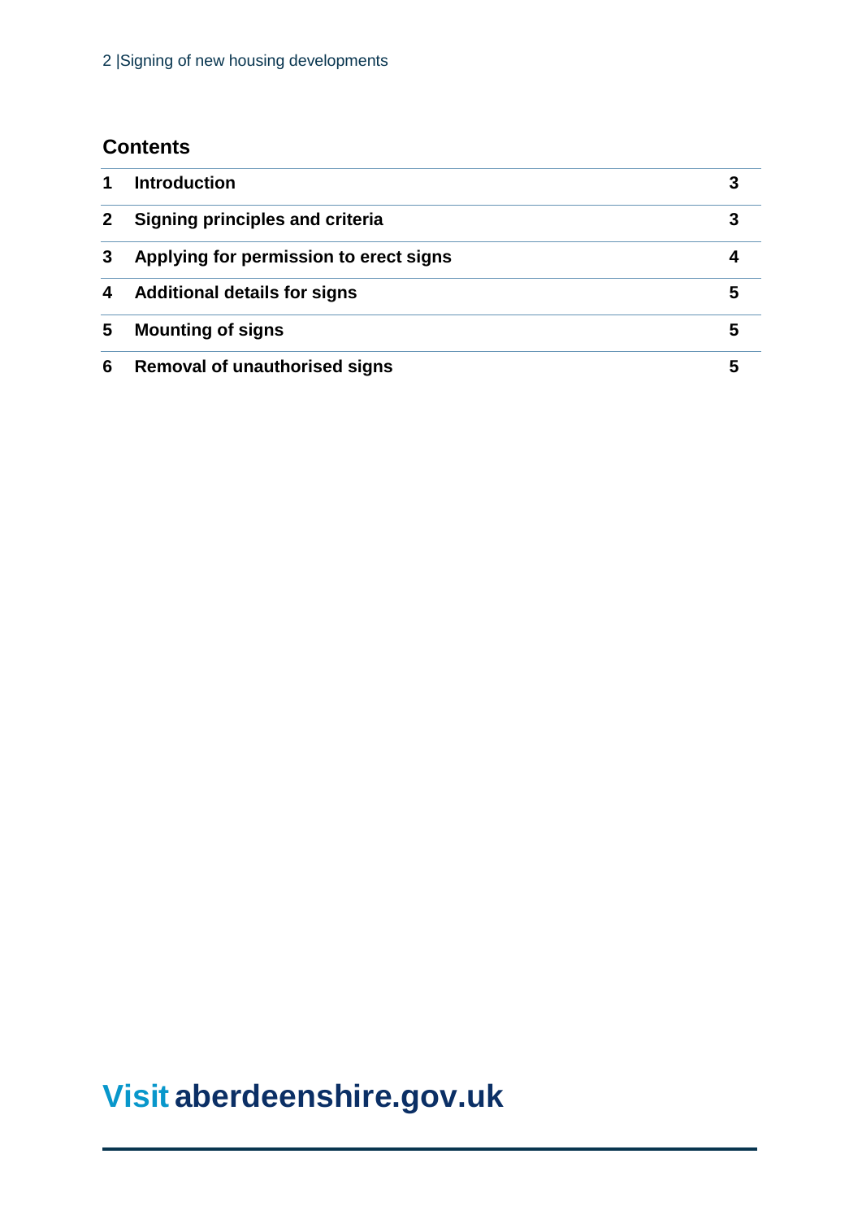## Contents

| | | |
|---|---|---|
| **1** | **Introduction** | **3** |
| **2** | **Signing principles and criteria** | **3** |
| **3** | **Applying for permission to erect signs** | **4** |
| **4** | **Additional details for signs** | **5** |
| **5** | **Mounting of signs** | **5** |
| **6** | **Removal of unauthorised signs** | **5** |

**Visit aberdeenshire.gov.uk**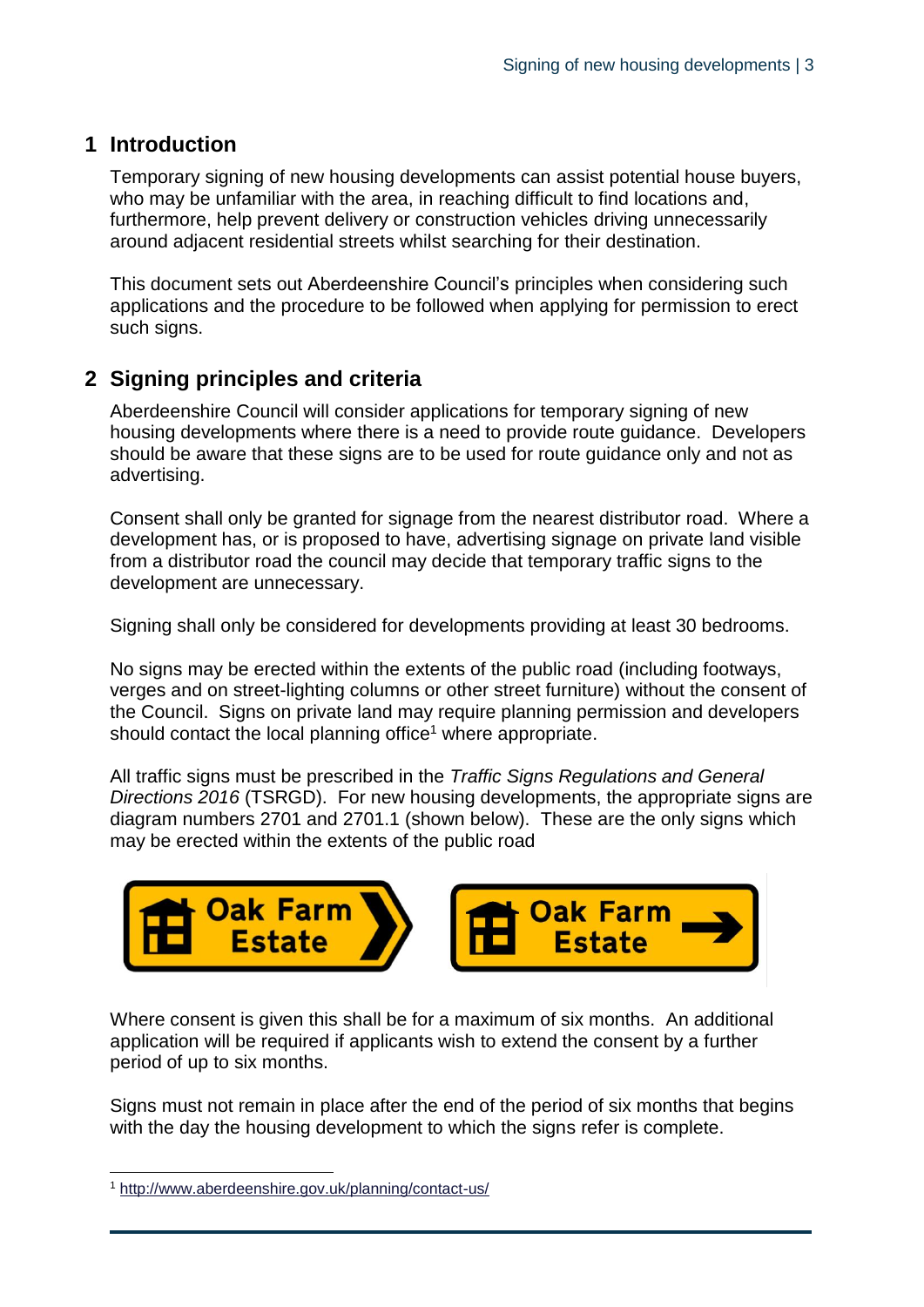## 1 Introduction

Temporary signing of new housing developments can assist potential house buyers, who may be unfamiliar with the area, in reaching difficult to find locations and, furthermore, help prevent delivery or construction vehicles driving unnecessarily around adjacent residential streets whilst searching for their destination.

This document sets out Aberdeenshire Council's principles when considering such applications and the procedure to be followed when applying for permission to erect such signs.

## 2 Signing principles and criteria

Aberdeenshire Council will consider applications for temporary signing of new housing developments where there is a need to provide route guidance. Developers should be aware that these signs are to be used for route guidance only and not as advertising.

Consent shall only be granted for signage from the nearest distributor road. Where a development has, or is proposed to have, advertising signage on private land visible from a distributor road the council may decide that temporary traffic signs to the development are unnecessary.

Signing shall only be considered for developments providing at least 30 bedrooms.

No signs may be erected within the extents of the public road (including footways, verges and on street-lighting columns or other street furniture) without the consent of the Council. Signs on private land may require planning permission and developers should contact the local planning office[1] where appropriate.

All traffic signs must be prescribed in the *Traffic Signs Regulations and General Directions 2016* (TSRGD). For new housing developments, the appropriate signs are diagram numbers 2701 and 2701.1 (shown below). These are the only signs which may be erected within the extents of the public road

Oak Farm Estate

Oak Farm Estate

Where consent is given this shall be for a maximum of six months. An additional application will be required if applicants wish to extend the consent by a further period of up to six months.

Signs must not remain in place after the end of the period of six months that begins with the day the housing development to which the signs refer is complete.

[1] http://www.aberdeenshire.gov.uk/planning/contact-us/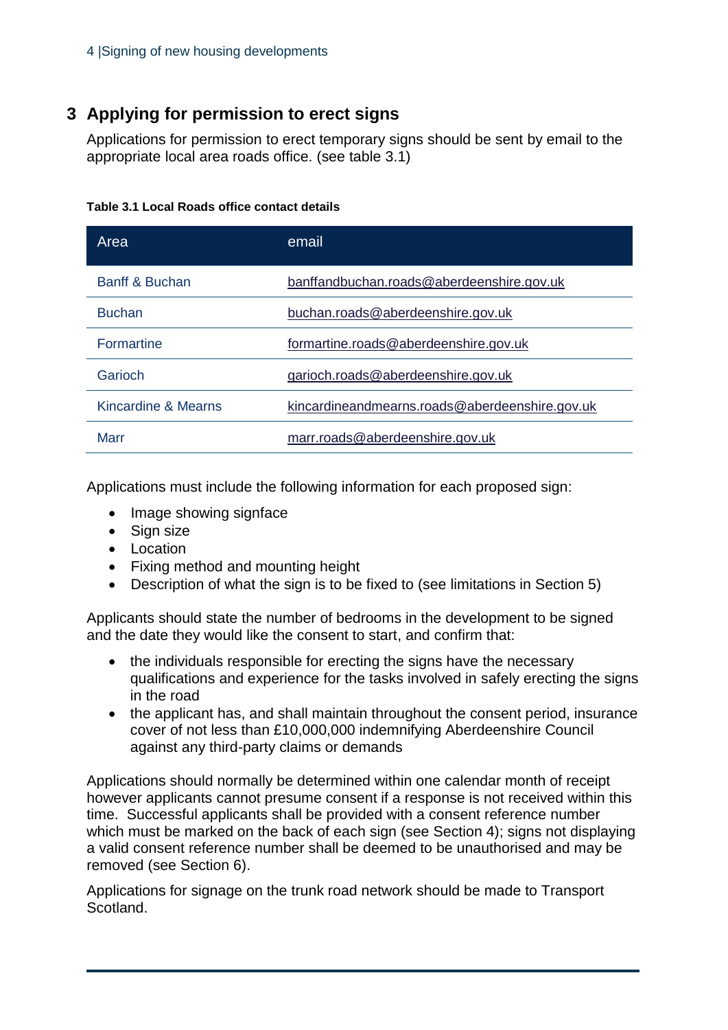## 3 Applying for permission to erect signs

Applications for permission to erect temporary signs should be sent by email to the appropriate local area roads office. (see table 3.1)

**Table 3.1 Local Roads office contact details**

| Area | email |
|---|---|
| Banff & Buchan | banffandbuchan.roads@aberdeenshire.gov.uk |
| Buchan | buchan.roads@aberdeenshire.gov.uk |
| Formartine | formartine.roads@aberdeenshire.gov.uk |
| Garioch | garioch.roads@aberdeenshire.gov.uk |
| Kincardine & Mearns | kincardineandmearns.roads@aberdeenshire.gov.uk |
| Marr | marr.roads@aberdeenshire.gov.uk |

Applications must include the following information for each proposed sign:

- Image showing signface
- Sign size
- Location
- Fixing method and mounting height
- Description of what the sign is to be fixed to (see limitations in Section 5)

Applicants should state the number of bedrooms in the development to be signed and the date they would like the consent to start, and confirm that:

- the individuals responsible for erecting the signs have the necessary qualifications and experience for the tasks involved in safely erecting the signs in the road
- the applicant has, and shall maintain throughout the consent period, insurance cover of not less than £10,000,000 indemnifying Aberdeenshire Council against any third-party claims or demands

Applications should normally be determined within one calendar month of receipt however applicants cannot presume consent if a response is not received within this time. Successful applicants shall be provided with a consent reference number which must be marked on the back of each sign (see Section 4); signs not displaying a valid consent reference number shall be deemed to be unauthorised and may be removed (see Section 6).

Applications for signage on the trunk road network should be made to Transport Scotland.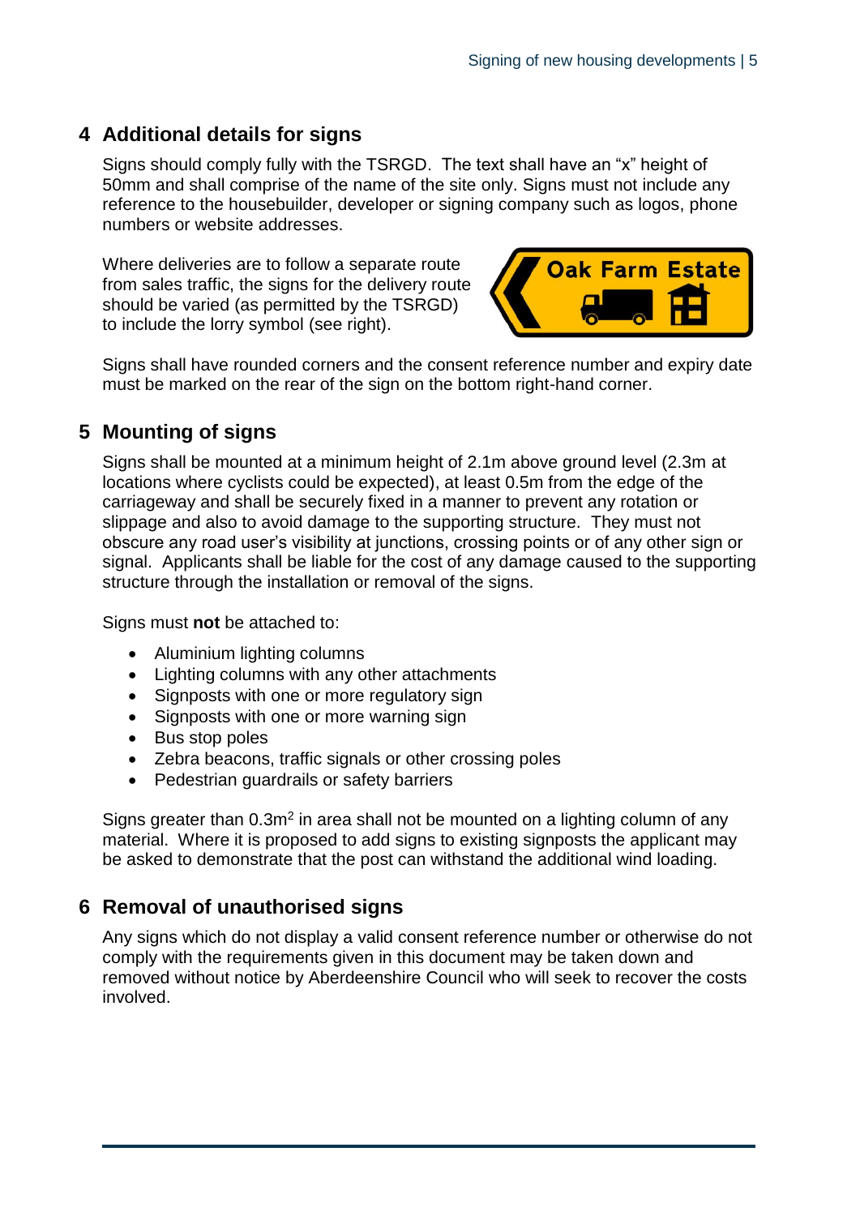## 4 Additional details for signs

Signs should comply fully with the TSRGD. The text shall have an "x" height of 50mm and shall comprise of the name of the site only. Signs must not include any reference to the housebuilder, developer or signing company such as logos, phone numbers or website addresses.

Where deliveries are to follow a separate route from sales traffic, the signs for the delivery route should be varied (as permitted by the TSRGD) to include the lorry symbol (see right).

Signs shall have rounded corners and the consent reference number and expiry date must be marked on the rear of the sign on the bottom right-hand corner.

## 5 Mounting of signs

Signs shall be mounted at a minimum height of 2.1m above ground level (2.3m at locations where cyclists could be expected), at least 0.5m from the edge of the carriageway and shall be securely fixed in a manner to prevent any rotation or slippage and also to avoid damage to the supporting structure. They must not obscure any road user's visibility at junctions, crossing points or of any other sign or signal. Applicants shall be liable for the cost of any damage caused to the supporting structure through the installation or removal of the signs.

Signs must **not** be attached to:

- Aluminium lighting columns
- Lighting columns with any other attachments
- Signposts with one or more regulatory sign
- Signposts with one or more warning sign
- Bus stop poles
- Zebra beacons, traffic signals or other crossing poles
- Pedestrian guardrails or safety barriers

Signs greater than $0.3m^2$ in area shall not be mounted on a lighting column of any material. Where it is proposed to add signs to existing signposts the applicant may be asked to demonstrate that the post can withstand the additional wind loading.

## 6 Removal of unauthorised signs

Any signs which do not display a valid consent reference number or otherwise do not comply with the requirements given in this document may be taken down and removed without notice by Aberdeenshire Council who will seek to recover the costs involved.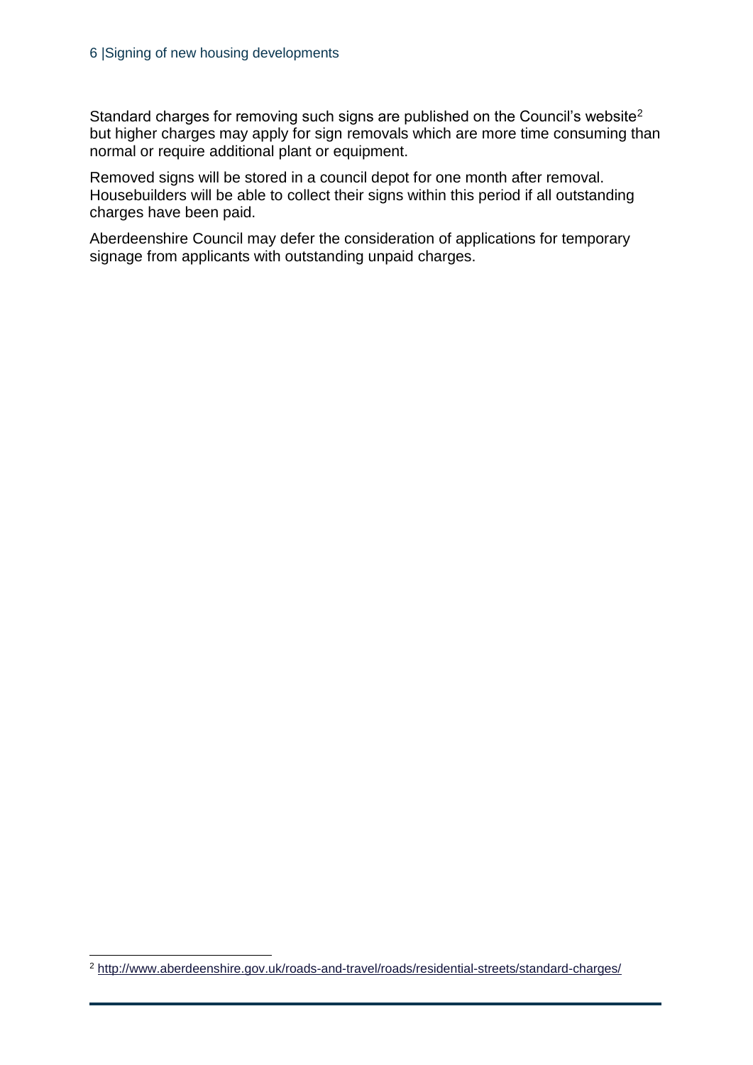Standard charges for removing such signs are published on the Council's website[2] but higher charges may apply for sign removals which are more time consuming than normal or require additional plant or equipment.

Removed signs will be stored in a council depot for one month after removal. Housebuilders will be able to collect their signs within this period if all outstanding charges have been paid.

Aberdeenshire Council may defer the consideration of applications for temporary signage from applicants with outstanding unpaid charges.

---

[2] http://www.aberdeenshire.gov.uk/roads-and-travel/roads/residential-streets/standard-charges/